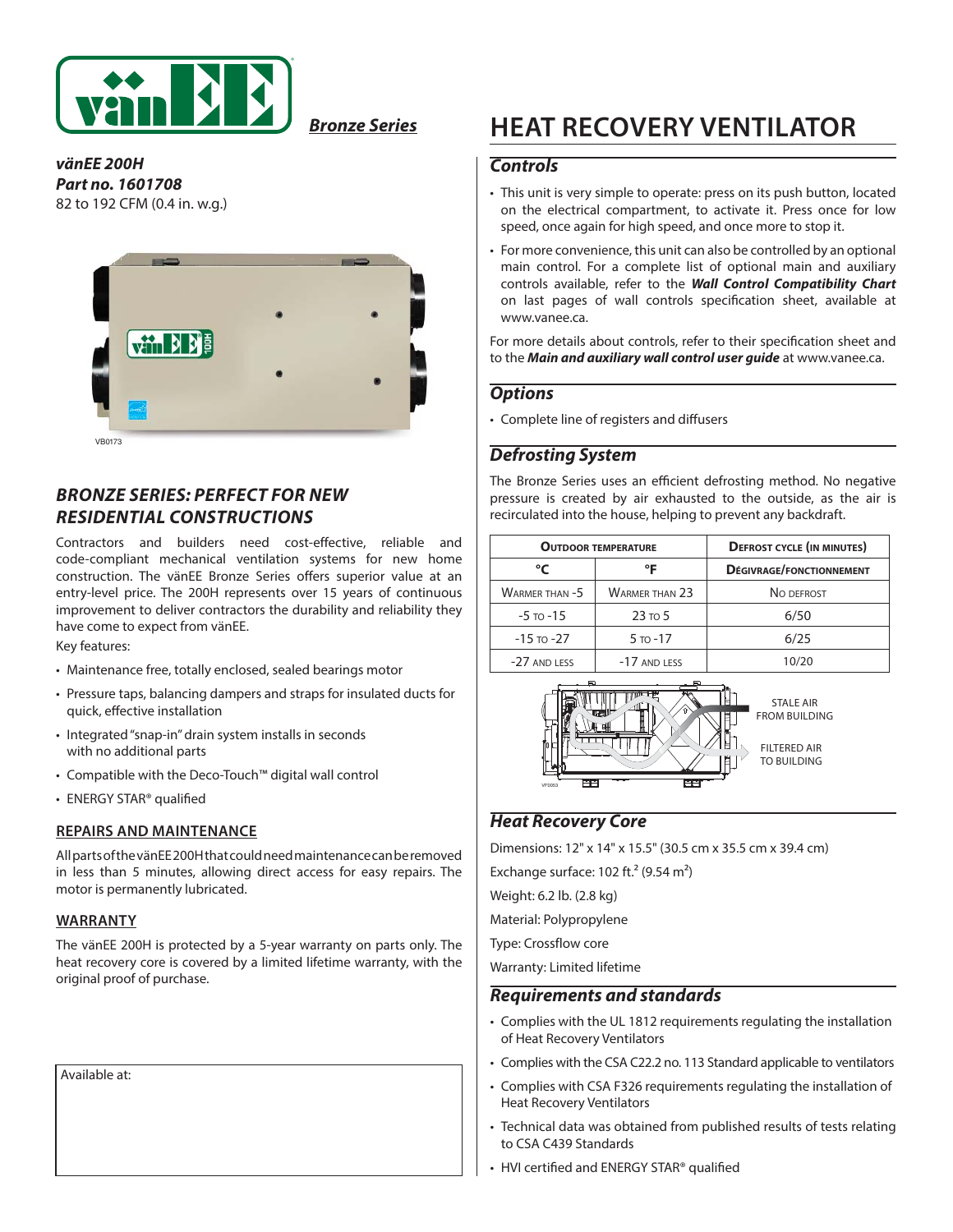*Bronze Series*

# HEAT RECOVERY VENTILATOR

***vänEE 200H***
***Part no. 1601708***
82 to 192 CFM (0.4 in. w.g.)

VB0173

## *BRONZE SERIES: PERFECT FOR NEW RESIDENTIAL CONSTRUCTIONS*

Contractors and builders need cost-effective, reliable and code-compliant mechanical ventilation systems for new home construction. The vänEE Bronze Series offers superior value at an entry-level price. The 200H represents over 15 years of continuous improvement to deliver contractors the durability and reliability they have come to expect from vänEE.

Key features:

- Maintenance free, totally enclosed, sealed bearings motor
- Pressure taps, balancing dampers and straps for insulated ducts for quick, effective installation
- Integrated "snap-in" drain system installs in seconds with no additional parts
- Compatible with the Deco-Touch™ digital wall control
- ENERGY STAR® qualified

### REPAIRS AND MAINTENANCE

All parts of the vänEE 200H that could need maintenance can be removed in less than 5 minutes, allowing direct access for easy repairs. The motor is permanently lubricated.

### WARRANTY

The vänEE 200H is protected by a 5-year warranty on parts only. The heat recovery core is covered by a limited lifetime warranty, with the original proof of purchase.

Available at:

## *Controls*

- This unit is very simple to operate: press on its push button, located on the electrical compartment, to activate it. Press once for low speed, once again for high speed, and once more to stop it.
- For more convenience, this unit can also be controlled by an optional main control. For a complete list of optional main and auxiliary controls available, refer to the ***Wall Control Compatibility Chart*** on last pages of wall controls specification sheet, available at www.vanee.ca.

For more details about controls, refer to their specification sheet and to the ***Main and auxiliary wall control user guide*** at www.vanee.ca.

## *Options*

- Complete line of registers and diffusers

## *Defrosting System*

The Bronze Series uses an efficient defrosting method. No negative pressure is created by air exhausted to the outside, as the air is recirculated into the house, helping to prevent any backdraft.

| Outdoor temperature | | Defrost cycle (in minutes) |
|---|---|---|
| °C | °F | Dégivrage/fonctionnement |
| Warmer than -5 | Warmer than 23 | No defrost |
| -5 to -15 | 23 to 5 | 6/50 |
| -15 to -27 | 5 to -17 | 6/25 |
| -27 and less | -17 and less | 10/20 |

STALE AIR FROM BUILDING

FILTERED AIR TO BUILDING

VF0053

## *Heat Recovery Core*

Dimensions: 12" x 14" x 15.5" (30.5 cm x 35.5 cm x 39.4 cm)

Exchange surface: 102 ft.$^2$ (9.54 m$^2$)

Weight: 6.2 lb. (2.8 kg)

Material: Polypropylene

Type: Crossflow core

Warranty: Limited lifetime

## *Requirements and standards*

- Complies with the UL 1812 requirements regulating the installation of Heat Recovery Ventilators
- Complies with the CSA C22.2 no. 113 Standard applicable to ventilators
- Complies with CSA F326 requirements regulating the installation of Heat Recovery Ventilators
- Technical data was obtained from published results of tests relating to CSA C439 Standards
- HVI certified and ENERGY STAR® qualified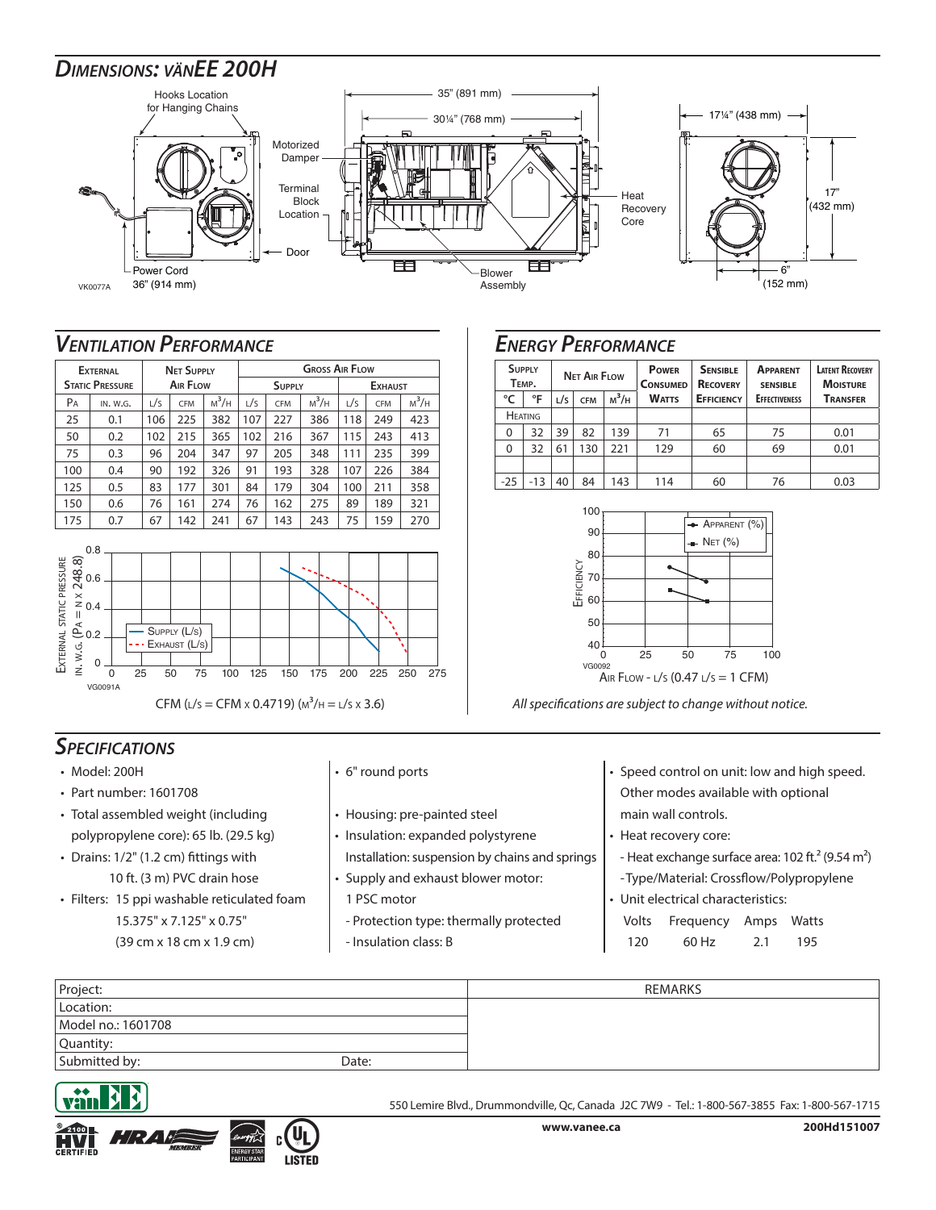## *Dimensions: vänEE 200H*

Hooks Location for Hanging Chains

Motorized Damper

Terminal Block Location

Door

Power Cord 36" (914 mm)

VK0077A

35" (891 mm)

30¼" (768 mm)

Heat Recovery Core

Blower Assembly

17¼" (438 mm)

17" (432 mm)

6" (152 mm)

## *Ventilation Performance*

| External Static Pressure | | Net Supply Air Flow | | | Gross Air Flow | | | | | |
|---|---|---|---|---|---|---|---|---|---|---|
| | | | | | Supply | | | Exhaust | | |
| Pa | in. w.g. | L/s | cfm | $m^3/h$ | L/s | cfm | $m^3/h$ | L/s | cfm | $m^3/h$ |
| 25 | 0.1 | 106 | 225 | 382 | 107 | 227 | 386 | 118 | 249 | 423 |
| 50 | 0.2 | 102 | 215 | 365 | 102 | 216 | 367 | 115 | 243 | 413 |
| 75 | 0.3 | 96 | 204 | 347 | 97 | 205 | 348 | 111 | 235 | 399 |
| 100 | 0.4 | 90 | 192 | 326 | 91 | 193 | 328 | 107 | 226 | 384 |
| 125 | 0.5 | 83 | 177 | 301 | 84 | 179 | 304 | 100 | 211 | 358 |
| 150 | 0.6 | 76 | 161 | 274 | 76 | 162 | 275 | 89 | 189 | 321 |
| 175 | 0.7 | 67 | 142 | 241 | 67 | 143 | 243 | 75 | 159 | 270 |

External static pressure in. w.g. (Pa = N x 248.8)

0.8
0.6
0.4
0.2
0

0 25 50 75 100 125 150 175 200 225 250 275

Supply (L/s)
Exhaust (L/s)

VG0091A

CFM (L/s = CFM x 0.4719) ($m^3/h$ = L/s x 3.6)

## *Energy Performance*

| Supply Temp. | | Net Air Flow | | | Power Consumed Watts | Sensible Recovery Efficiency | Apparent sensible Effectiveness | Latent Recovery Moisture Transfer |
|---|---|---|---|---|---|---|---|---|
| °C | °F | L/s | cfm | $m^3/h$ | | | | |
| Heating | | | | | | | | |
| 0 | 32 | 39 | 82 | 139 | 71 | 65 | 75 | 0.01 |
| 0 | 32 | 61 | 130 | 221 | 129 | 60 | 69 | 0.01 |
| | | | | | | | | |
| -25 | -13 | 40 | 84 | 143 | 114 | 60 | 76 | 0.03 |

Efficiency

100
90
80
70
60
50
40

0 25 50 75 100

Apparent (%)
Net (%)

VG0092

Air Flow - L/s (0.47 L/s = 1 CFM)

*All specifications are subject to change without notice.*

## *Specifications*

- Model: 200H
- Part number: 1601708
- Total assembled weight (including polypropylene core): 65 lb. (29.5 kg)
- Drains: 1/2" (1.2 cm) fittings with 10 ft. (3 m) PVC drain hose
- Filters: 15 ppi washable reticulated foam 15.375" x 7.125" x 0.75" (39 cm x 18 cm x 1.9 cm)
- 6" round ports
- Housing: pre-painted steel
- Insulation: expanded polystyrene
  Installation: suspension by chains and springs
- Supply and exhaust blower motor:
  1 PSC motor
  - Protection type: thermally protected
  - Insulation class: B
- Speed control on unit: low and high speed. Other modes available with optional main wall controls.
- Heat recovery core:
  - Heat exchange surface area: 102 ft.$^2$ (9.54 $m^2$)
  - Type/Material: Crossflow/Polypropylene
- Unit electrical characteristics:

| Volts | Frequency | Amps | Watts |
|---|---|---|---|
| 120 | 60 Hz | 2.1 | 195 |

| Project: | REMARKS |
|---|---|
| Location: | |
| Model no.: 1601708 | |
| Quantity: | |
| Submitted by: Date: | |

550 Lemire Blvd., Drummondville, Qc, Canada J2C 7W9 - Tel.: 1-800-567-3855 Fax: 1-800-567-1715

www.vanee.ca

200Hd151007